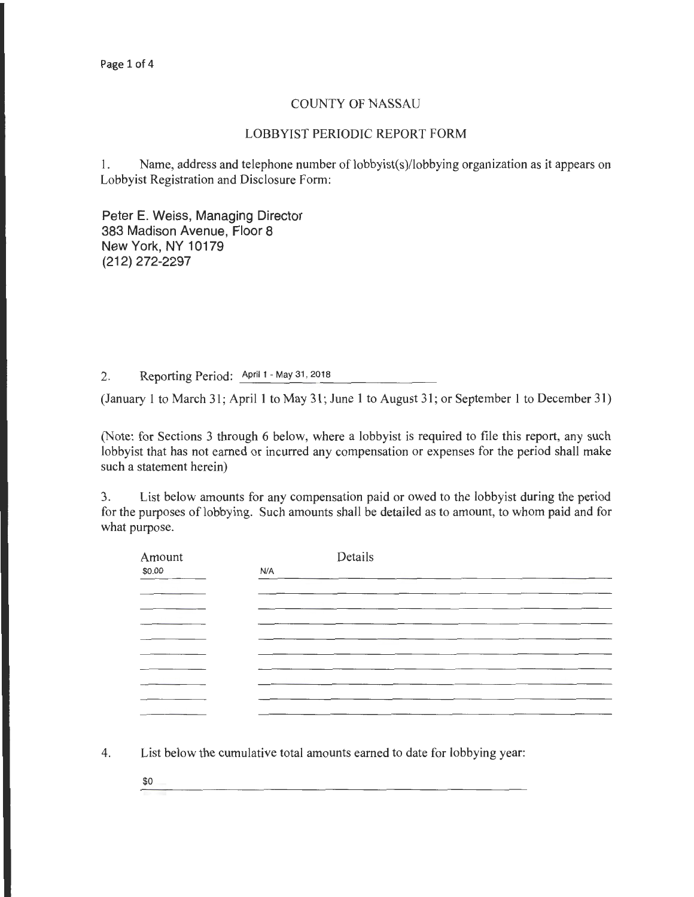# COUNTY OF NASSAU

## LOBBYIST PERIODIC REPORT FORM

1. Name, address and telephone number of lobbyist(s)/lobbying organization as it appears on Lobbyist Registration and Disclosure Form:

Peter E. Weiss, Managing Director
383 Madison Avenue, Floor 8
New York, NY 10179
(212) 272-2297

2. Reporting Period: April 1 - May 31, 2018

(January 1 to March 31; April 1 to May 31; June 1 to August 31; or September 1 to December 31)

(Note: for Sections 3 through 6 below, where a lobbyist is required to file this report, any such lobbyist that has not earned or incurred any compensation or expenses for the period shall make such a statement herein)

3. List below amounts for any compensation paid or owed to the lobbyist during the period for the purposes of lobbying. Such amounts shall be detailed as to amount, to whom paid and for what purpose.

| Amount | Details |
|---|---|
| $0.00 | N/A |

4. List below the cumulative total amounts earned to date for lobbying year:

$0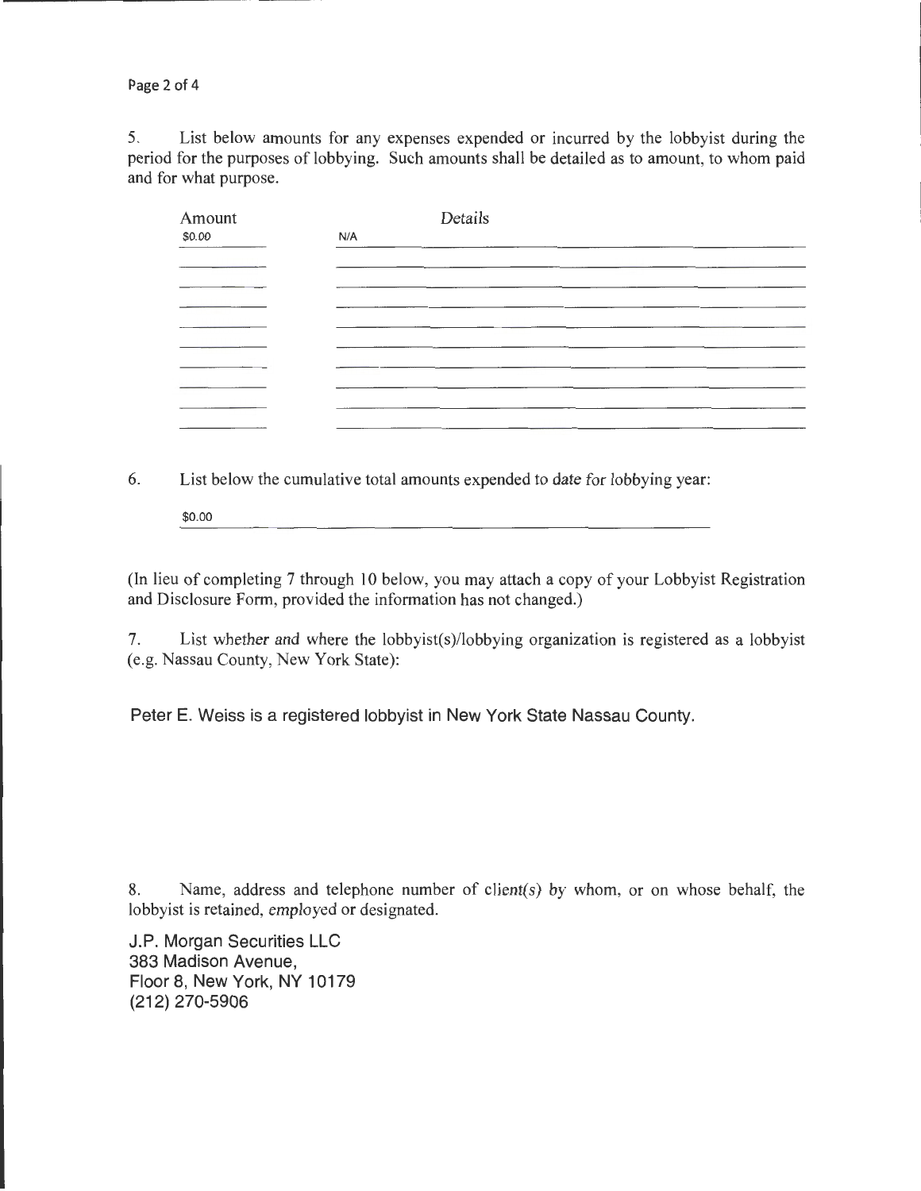5. List below amounts for any expenses expended or incurred by the lobbyist during the period for the purposes of lobbying. Such amounts shall be detailed as to amount, to whom paid and for what purpose.

| Amount | Details |
|---|---|
| $0.00 | N/A |
| | |
| | |
| | |
| | |
| | |
| | |
| | |
| | |
| | |

6. List below the cumulative total amounts expended to date for lobbying year:

$0.00

(In lieu of completing 7 through 10 below, you may attach a copy of your Lobbyist Registration and Disclosure Form, provided the information has not changed.)

7. List whether and where the lobbyist(s)/lobbying organization is registered as a lobbyist (e.g. Nassau County, New York State):

Peter E. Weiss is a registered lobbyist in New York State Nassau County.

8. Name, address and telephone number of client(s) by whom, or on whose behalf, the lobbyist is retained, employed or designated.

J.P. Morgan Securities LLC
383 Madison Avenue,
Floor 8, New York, NY 10179
(212) 270-5906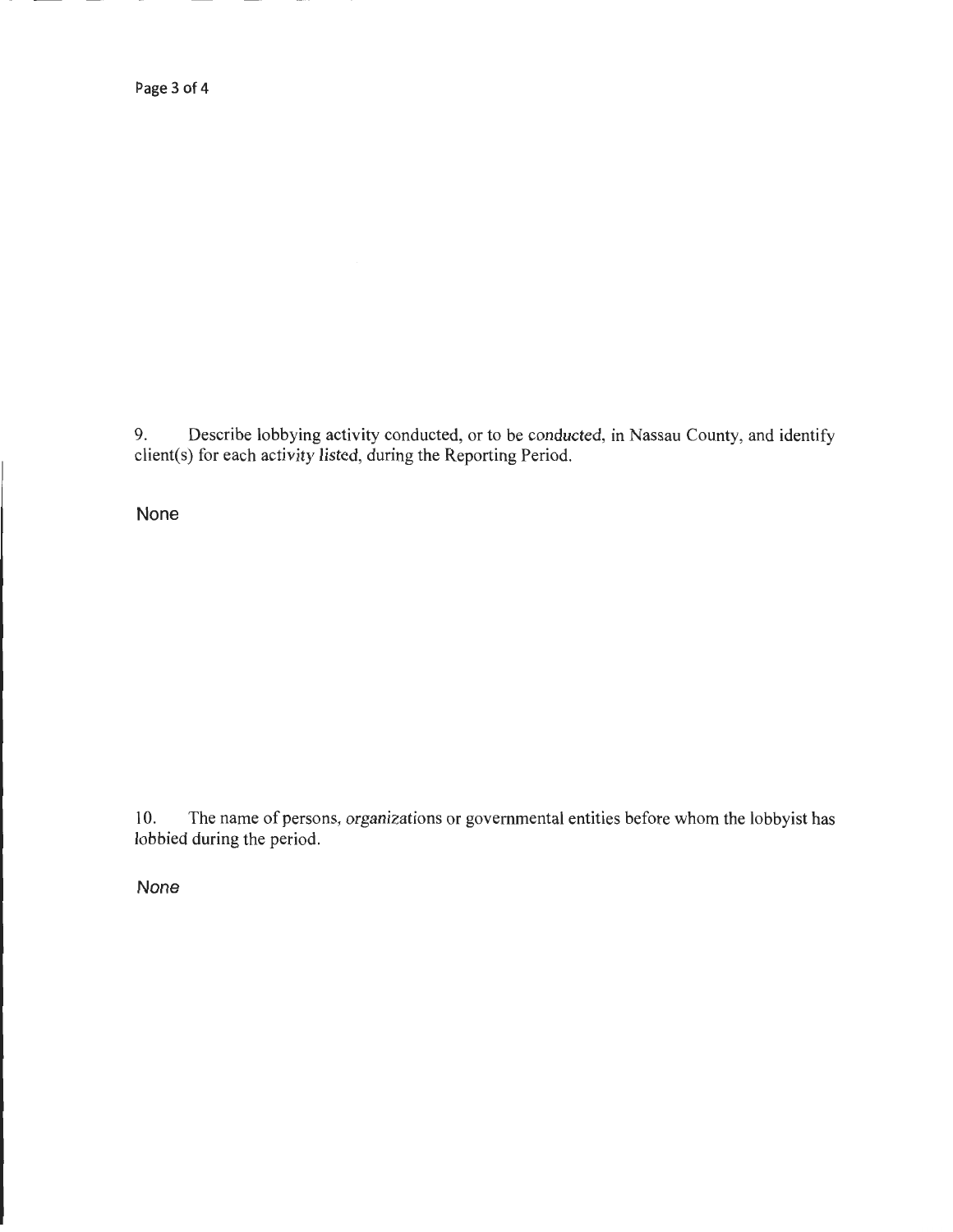9. Describe lobbying activity conducted, or to be conducted, in Nassau County, and identify client(s) for each activity listed, during the Reporting Period.

None

10. The name of persons, organizations or governmental entities before whom the lobbyist has lobbied during the period.

None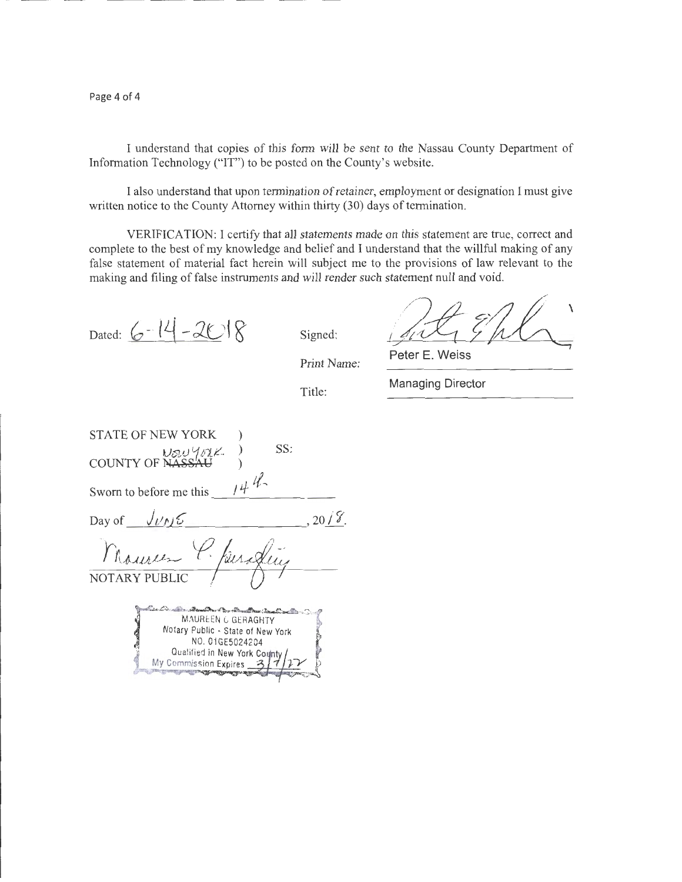I understand that copies of this form will be sent to the Nassau County Department of Information Technology ("IT") to be posted on the County's website.

I also understand that upon termination of retainer, employment or designation I must give written notice to the County Attorney within thirty (30) days of termination.

VERIFICATION: I certify that all statements made on this statement are true, correct and complete to the best of my knowledge and belief and I understand that the willful making of any false statement of material fact herein will subject me to the provisions of law relevant to the making and filing of false instruments and will render such statement null and void.

Dated: 6-14-2018

Signed:

Print Name: Peter E. Weiss

Title: Managing Director

STATE OF NEW YORK )
) SS:
COUNTY OF ~~NASSAU~~ NEW YORK )

Sworn to before me this 14th

Day of JUNE, 2018.

NOTARY PUBLIC

MAUREEN C GERAGHTY
Notary Public - State of New York
NO. 01GE5024204
Qualified in New York County
My Commission Expires 3/7/22